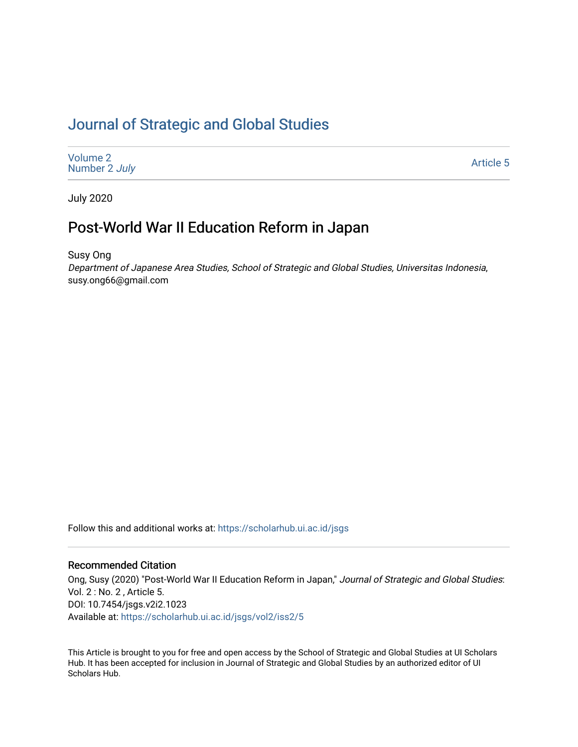# Journal of Strategic and Global Studies

Volume 2
Number 2 *July*

Article 5

July 2020

## Post-World War II Education Reform in Japan

Susy Ong
*Department of Japanese Area Studies, School of Strategic and Global Studies, Universitas Indonesia*, susy.ong66@gmail.com

Follow this and additional works at: https://scholarhub.ui.ac.id/jsgs

### Recommended Citation

Ong, Susy (2020) "Post-World War II Education Reform in Japan," *Journal of Strategic and Global Studies*: Vol. 2 : No. 2 , Article 5.
DOI: 10.7454/jsgs.v2i2.1023
Available at: https://scholarhub.ui.ac.id/jsgs/vol2/iss2/5

This Article is brought to you for free and open access by the School of Strategic and Global Studies at UI Scholars Hub. It has been accepted for inclusion in Journal of Strategic and Global Studies by an authorized editor of UI Scholars Hub.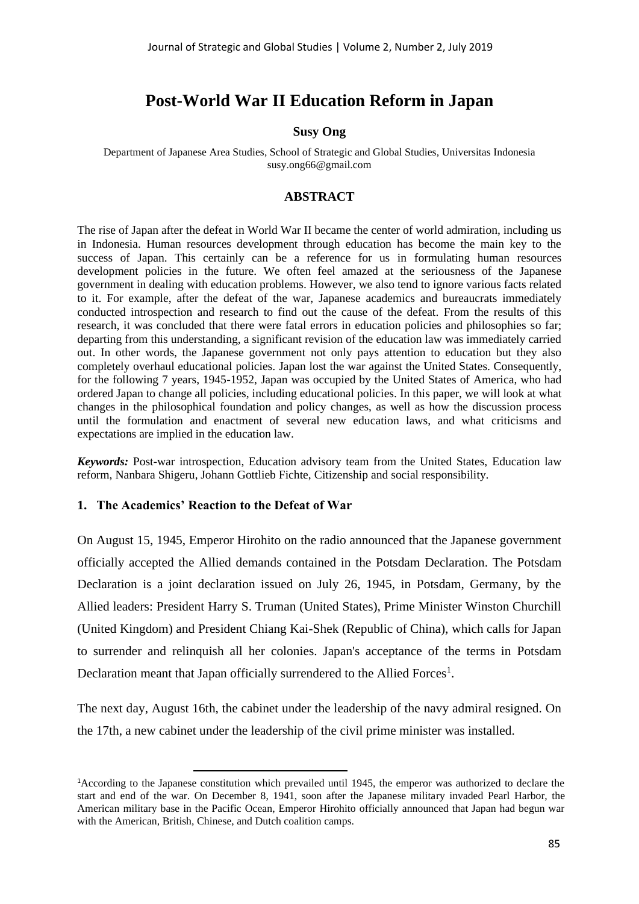# Post-World War II Education Reform in Japan

**Susy Ong**

Department of Japanese Area Studies, School of Strategic and Global Studies, Universitas Indonesia
susy.ong66@gmail.com

## ABSTRACT

The rise of Japan after the defeat in World War II became the center of world admiration, including us in Indonesia. Human resources development through education has become the main key to the success of Japan. This certainly can be a reference for us in formulating human resources development policies in the future. We often feel amazed at the seriousness of the Japanese government in dealing with education problems. However, we also tend to ignore various facts related to it. For example, after the defeat of the war, Japanese academics and bureaucrats immediately conducted introspection and research to find out the cause of the defeat. From the results of this research, it was concluded that there were fatal errors in education policies and philosophies so far; departing from this understanding, a significant revision of the education law was immediately carried out. In other words, the Japanese government not only pays attention to education but they also completely overhaul educational policies. Japan lost the war against the United States. Consequently, for the following 7 years, 1945-1952, Japan was occupied by the United States of America, who had ordered Japan to change all policies, including educational policies. In this paper, we will look at what changes in the philosophical foundation and policy changes, as well as how the discussion process until the formulation and enactment of several new education laws, and what criticisms and expectations are implied in the education law.

***Keywords:*** Post-war introspection, Education advisory team from the United States, Education law reform, Nanbara Shigeru, Johann Gottlieb Fichte, Citizenship and social responsibility.

## 1. The Academics' Reaction to the Defeat of War

On August 15, 1945, Emperor Hirohito on the radio announced that the Japanese government officially accepted the Allied demands contained in the Potsdam Declaration. The Potsdam Declaration is a joint declaration issued on July 26, 1945, in Potsdam, Germany, by the Allied leaders: President Harry S. Truman (United States), Prime Minister Winston Churchill (United Kingdom) and President Chiang Kai-Shek (Republic of China), which calls for Japan to surrender and relinquish all her colonies. Japan's acceptance of the terms in Potsdam Declaration meant that Japan officially surrendered to the Allied Forces[1].

The next day, August 16th, the cabinet under the leadership of the navy admiral resigned. On the 17th, a new cabinet under the leadership of the civil prime minister was installed.

[1]According to the Japanese constitution which prevailed until 1945, the emperor was authorized to declare the start and end of the war. On December 8, 1941, soon after the Japanese military invaded Pearl Harbor, the American military base in the Pacific Ocean, Emperor Hirohito officially announced that Japan had begun war with the American, British, Chinese, and Dutch coalition camps.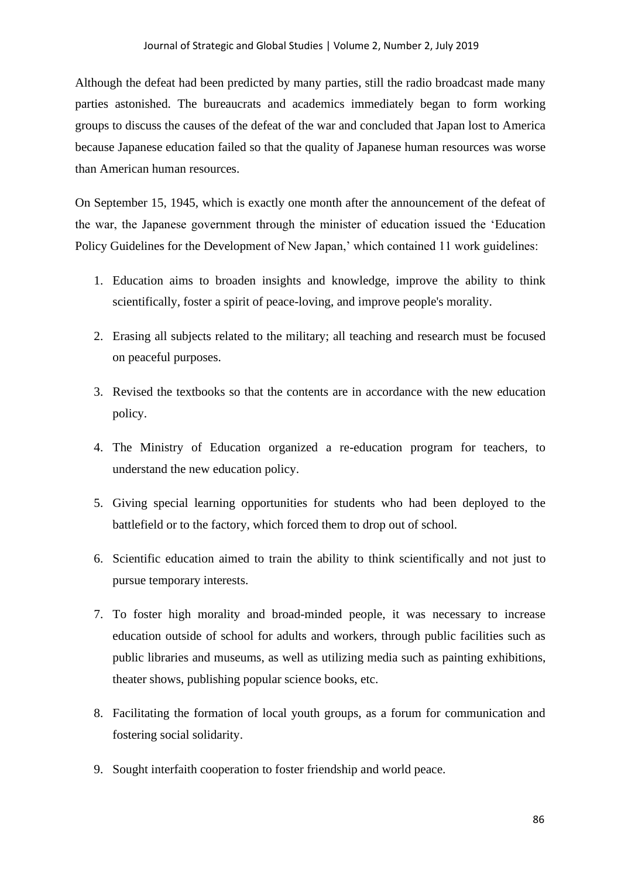Although the defeat had been predicted by many parties, still the radio broadcast made many parties astonished. The bureaucrats and academics immediately began to form working groups to discuss the causes of the defeat of the war and concluded that Japan lost to America because Japanese education failed so that the quality of Japanese human resources was worse than American human resources.

On September 15, 1945, which is exactly one month after the announcement of the defeat of the war, the Japanese government through the minister of education issued the 'Education Policy Guidelines for the Development of New Japan,' which contained 11 work guidelines:

1. Education aims to broaden insights and knowledge, improve the ability to think scientifically, foster a spirit of peace-loving, and improve people's morality.
2. Erasing all subjects related to the military; all teaching and research must be focused on peaceful purposes.
3. Revised the textbooks so that the contents are in accordance with the new education policy.
4. The Ministry of Education organized a re-education program for teachers, to understand the new education policy.
5. Giving special learning opportunities for students who had been deployed to the battlefield or to the factory, which forced them to drop out of school.
6. Scientific education aimed to train the ability to think scientifically and not just to pursue temporary interests.
7. To foster high morality and broad-minded people, it was necessary to increase education outside of school for adults and workers, through public facilities such as public libraries and museums, as well as utilizing media such as painting exhibitions, theater shows, publishing popular science books, etc.
8. Facilitating the formation of local youth groups, as a forum for communication and fostering social solidarity.
9. Sought interfaith cooperation to foster friendship and world peace.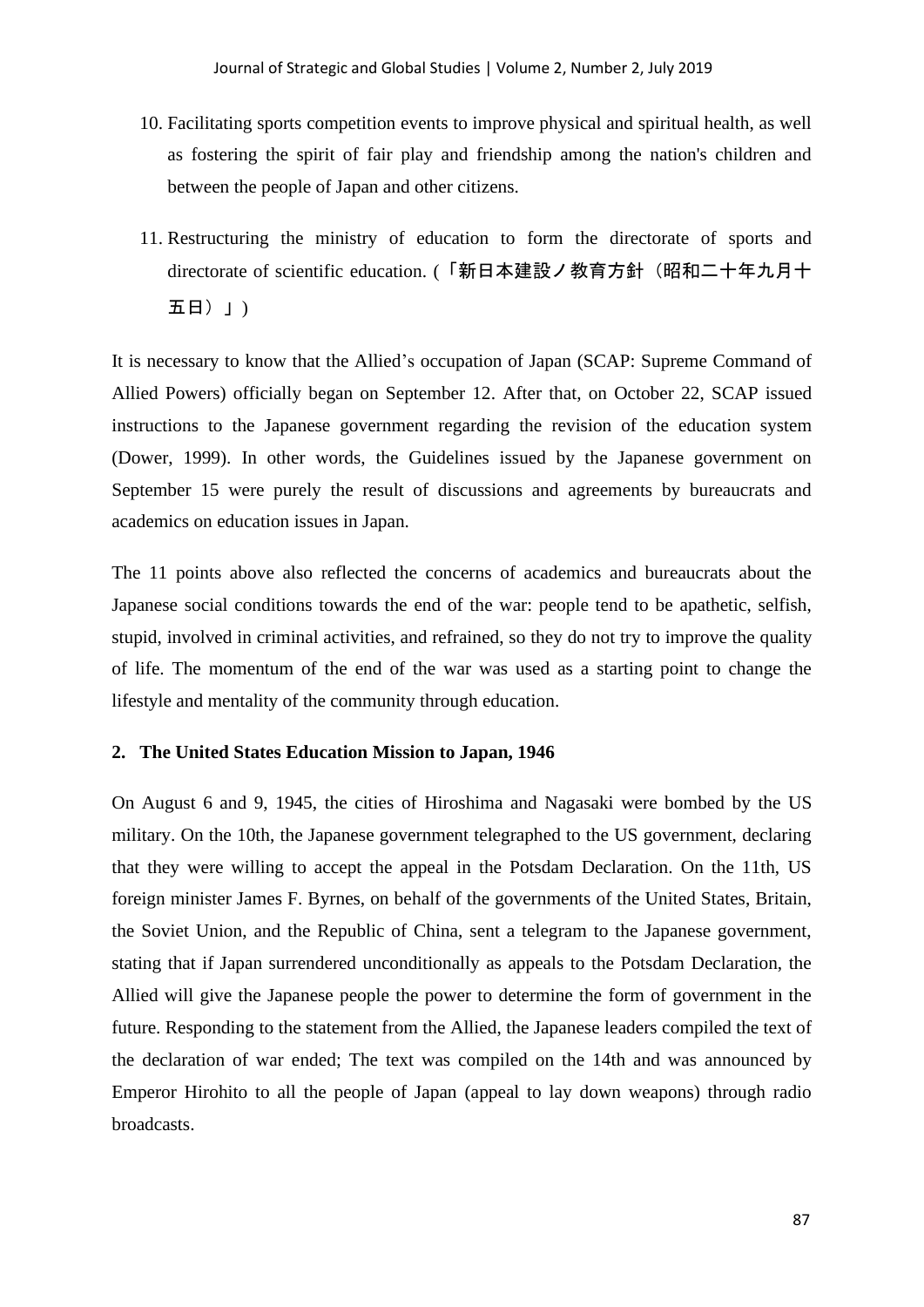10. Facilitating sports competition events to improve physical and spiritual health, as well as fostering the spirit of fair play and friendship among the nation's children and between the people of Japan and other citizens.

11. Restructuring the ministry of education to form the directorate of sports and directorate of scientific education. (「新日本建設ノ教育方針（昭和二十年九月十五日）」)

It is necessary to know that the Allied's occupation of Japan (SCAP: Supreme Command of Allied Powers) officially began on September 12. After that, on October 22, SCAP issued instructions to the Japanese government regarding the revision of the education system (Dower, 1999). In other words, the Guidelines issued by the Japanese government on September 15 were purely the result of discussions and agreements by bureaucrats and academics on education issues in Japan.

The 11 points above also reflected the concerns of academics and bureaucrats about the Japanese social conditions towards the end of the war: people tend to be apathetic, selfish, stupid, involved in criminal activities, and refrained, so they do not try to improve the quality of life. The momentum of the end of the war was used as a starting point to change the lifestyle and mentality of the community through education.

**2. The United States Education Mission to Japan, 1946**

On August 6 and 9, 1945, the cities of Hiroshima and Nagasaki were bombed by the US military. On the 10th, the Japanese government telegraphed to the US government, declaring that they were willing to accept the appeal in the Potsdam Declaration. On the 11th, US foreign minister James F. Byrnes, on behalf of the governments of the United States, Britain, the Soviet Union, and the Republic of China, sent a telegram to the Japanese government, stating that if Japan surrendered unconditionally as appeals to the Potsdam Declaration, the Allied will give the Japanese people the power to determine the form of government in the future. Responding to the statement from the Allied, the Japanese leaders compiled the text of the declaration of war ended; The text was compiled on the 14th and was announced by Emperor Hirohito to all the people of Japan (appeal to lay down weapons) through radio broadcasts.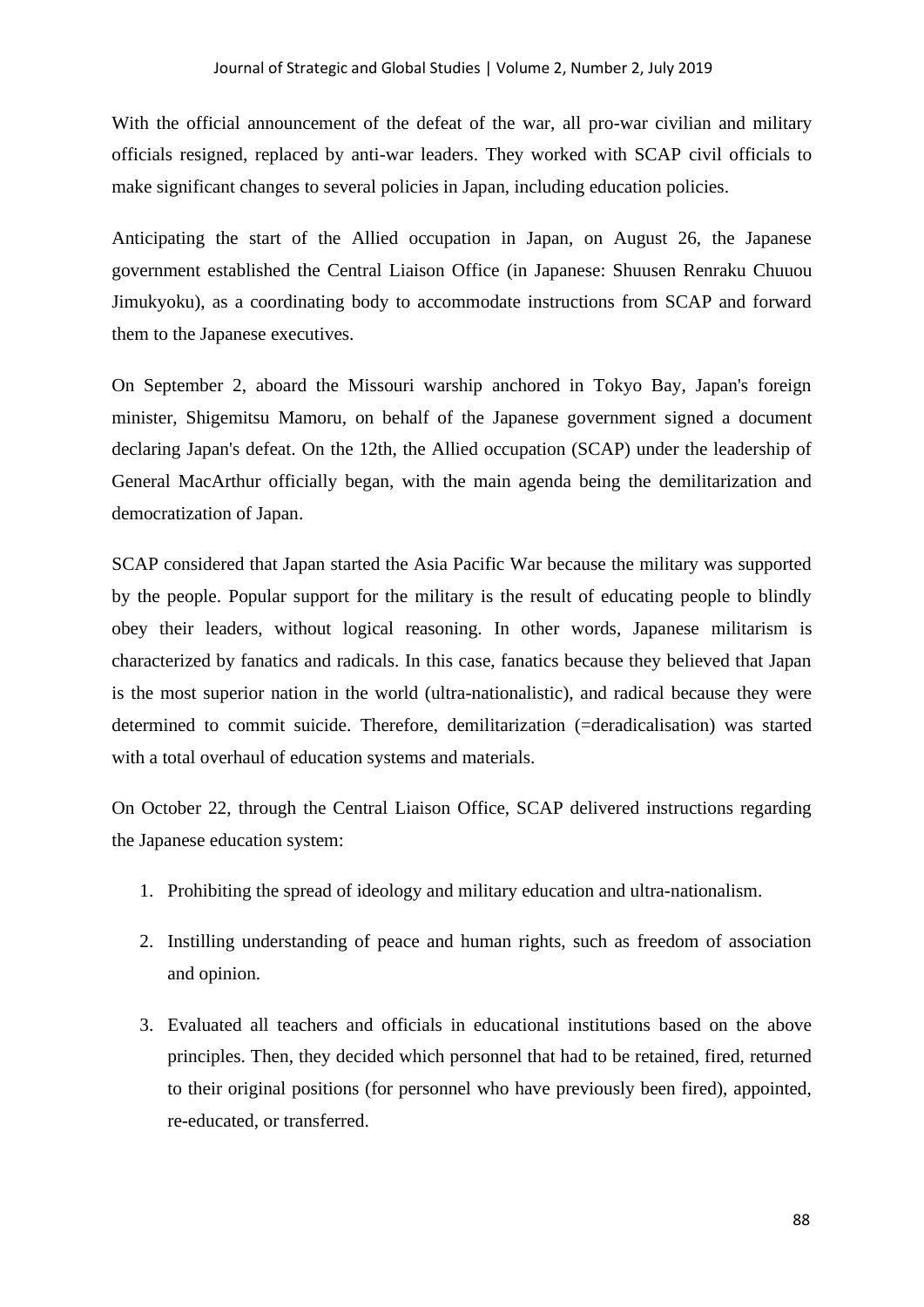With the official announcement of the defeat of the war, all pro-war civilian and military officials resigned, replaced by anti-war leaders. They worked with SCAP civil officials to make significant changes to several policies in Japan, including education policies.

Anticipating the start of the Allied occupation in Japan, on August 26, the Japanese government established the Central Liaison Office (in Japanese: Shuusen Renraku Chuuou Jimukyoku), as a coordinating body to accommodate instructions from SCAP and forward them to the Japanese executives.

On September 2, aboard the Missouri warship anchored in Tokyo Bay, Japan's foreign minister, Shigemitsu Mamoru, on behalf of the Japanese government signed a document declaring Japan's defeat. On the 12th, the Allied occupation (SCAP) under the leadership of General MacArthur officially began, with the main agenda being the demilitarization and democratization of Japan.

SCAP considered that Japan started the Asia Pacific War because the military was supported by the people. Popular support for the military is the result of educating people to blindly obey their leaders, without logical reasoning. In other words, Japanese militarism is characterized by fanatics and radicals. In this case, fanatics because they believed that Japan is the most superior nation in the world (ultra-nationalistic), and radical because they were determined to commit suicide. Therefore, demilitarization (=deradicalisation) was started with a total overhaul of education systems and materials.

On October 22, through the Central Liaison Office, SCAP delivered instructions regarding the Japanese education system:

1. Prohibiting the spread of ideology and military education and ultra-nationalism.
2. Instilling understanding of peace and human rights, such as freedom of association and opinion.
3. Evaluated all teachers and officials in educational institutions based on the above principles. Then, they decided which personnel that had to be retained, fired, returned to their original positions (for personnel who have previously been fired), appointed, re-educated, or transferred.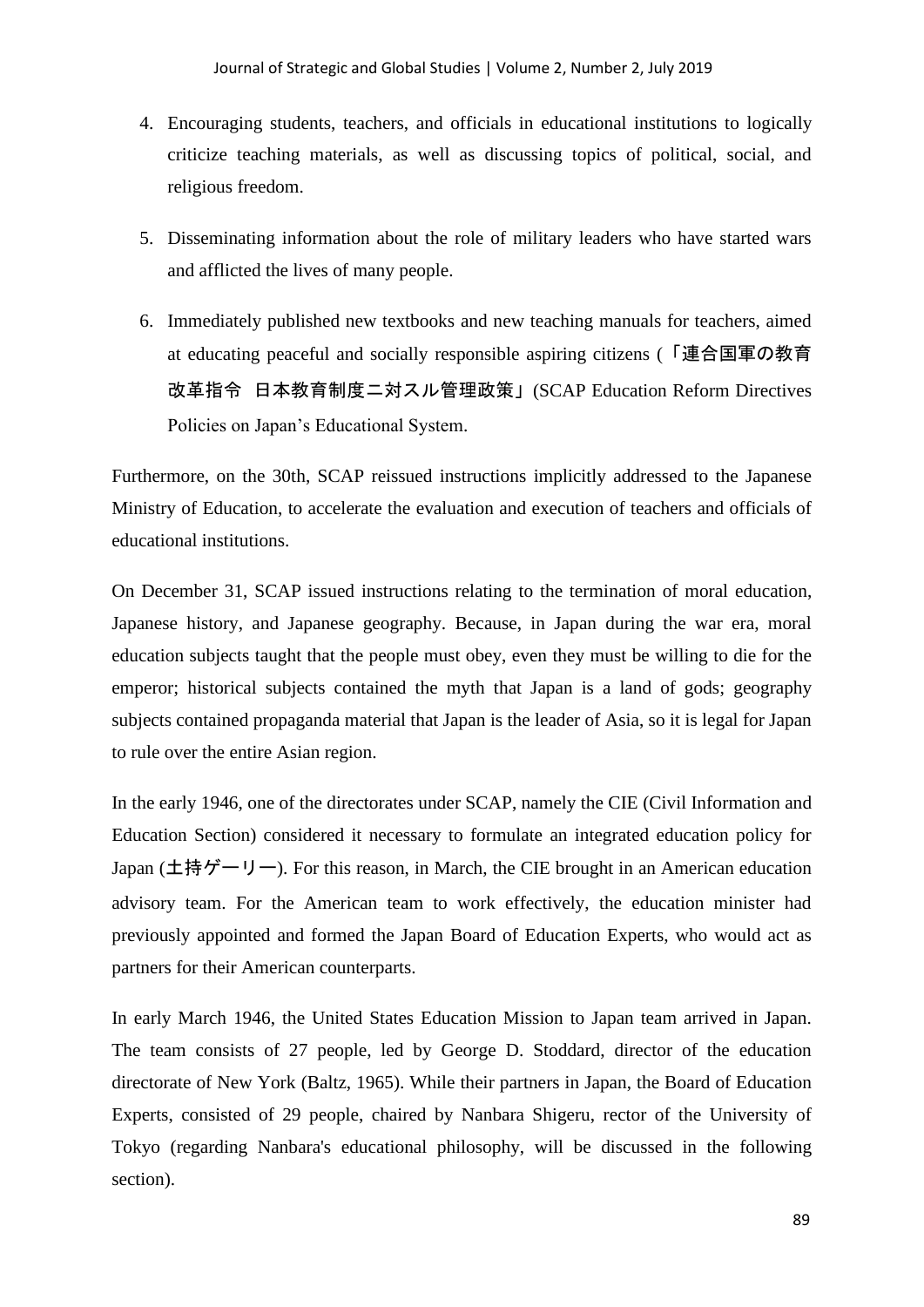4. Encouraging students, teachers, and officials in educational institutions to logically criticize teaching materials, as well as discussing topics of political, social, and religious freedom.

5. Disseminating information about the role of military leaders who have started wars and afflicted the lives of many people.

6. Immediately published new textbooks and new teaching manuals for teachers, aimed at educating peaceful and socially responsible aspiring citizens (「連合国軍の教育改革指令　日本教育制度ニ対スル管理政策」(SCAP Education Reform Directives Policies on Japan's Educational System.

Furthermore, on the 30th, SCAP reissued instructions implicitly addressed to the Japanese Ministry of Education, to accelerate the evaluation and execution of teachers and officials of educational institutions.

On December 31, SCAP issued instructions relating to the termination of moral education, Japanese history, and Japanese geography. Because, in Japan during the war era, moral education subjects taught that the people must obey, even they must be willing to die for the emperor; historical subjects contained the myth that Japan is a land of gods; geography subjects contained propaganda material that Japan is the leader of Asia, so it is legal for Japan to rule over the entire Asian region.

In the early 1946, one of the directorates under SCAP, namely the CIE (Civil Information and Education Section) considered it necessary to formulate an integrated education policy for Japan (土持ゲーリー). For this reason, in March, the CIE brought in an American education advisory team. For the American team to work effectively, the education minister had previously appointed and formed the Japan Board of Education Experts, who would act as partners for their American counterparts.

In early March 1946, the United States Education Mission to Japan team arrived in Japan. The team consists of 27 people, led by George D. Stoddard, director of the education directorate of New York (Baltz, 1965). While their partners in Japan, the Board of Education Experts, consisted of 29 people, chaired by Nanbara Shigeru, rector of the University of Tokyo (regarding Nanbara's educational philosophy, will be discussed in the following section).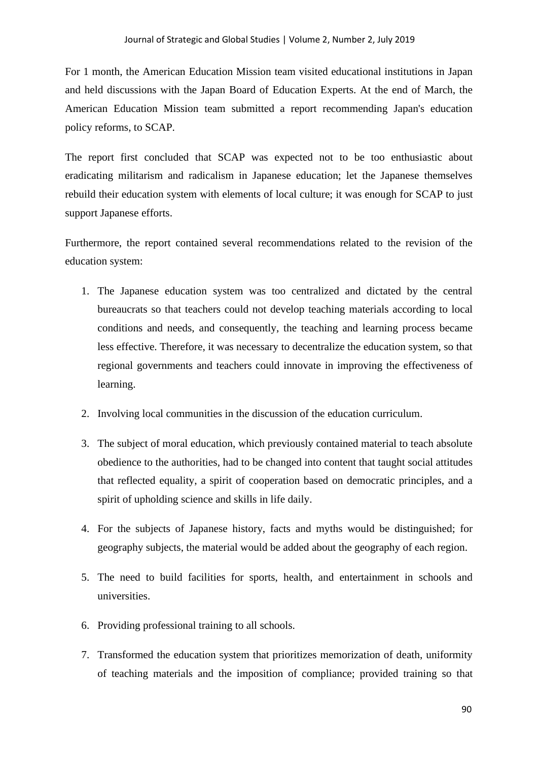For 1 month, the American Education Mission team visited educational institutions in Japan and held discussions with the Japan Board of Education Experts. At the end of March, the American Education Mission team submitted a report recommending Japan's education policy reforms, to SCAP.

The report first concluded that SCAP was expected not to be too enthusiastic about eradicating militarism and radicalism in Japanese education; let the Japanese themselves rebuild their education system with elements of local culture; it was enough for SCAP to just support Japanese efforts.

Furthermore, the report contained several recommendations related to the revision of the education system:

1. The Japanese education system was too centralized and dictated by the central bureaucrats so that teachers could not develop teaching materials according to local conditions and needs, and consequently, the teaching and learning process became less effective. Therefore, it was necessary to decentralize the education system, so that regional governments and teachers could innovate in improving the effectiveness of learning.
2. Involving local communities in the discussion of the education curriculum.
3. The subject of moral education, which previously contained material to teach absolute obedience to the authorities, had to be changed into content that taught social attitudes that reflected equality, a spirit of cooperation based on democratic principles, and a spirit of upholding science and skills in life daily.
4. For the subjects of Japanese history, facts and myths would be distinguished; for geography subjects, the material would be added about the geography of each region.
5. The need to build facilities for sports, health, and entertainment in schools and universities.
6. Providing professional training to all schools.
7. Transformed the education system that prioritizes memorization of death, uniformity of teaching materials and the imposition of compliance; provided training so that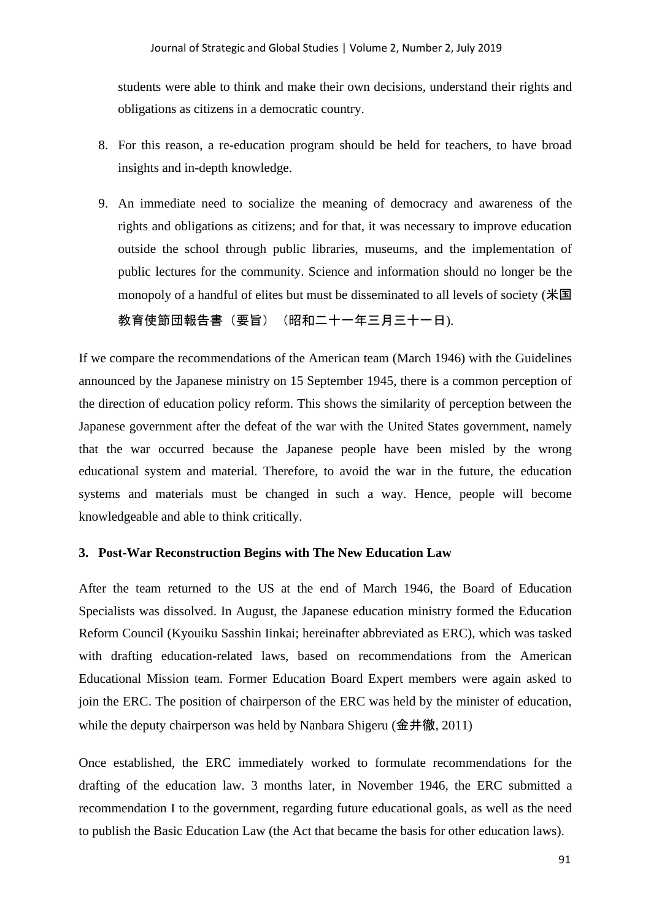students were able to think and make their own decisions, understand their rights and obligations as citizens in a democratic country.

8. For this reason, a re-education program should be held for teachers, to have broad insights and in-depth knowledge.
9. An immediate need to socialize the meaning of democracy and awareness of the rights and obligations as citizens; and for that, it was necessary to improve education outside the school through public libraries, museums, and the implementation of public lectures for the community. Science and information should no longer be the monopoly of a handful of elites but must be disseminated to all levels of society (米国教育使節団報告書（要旨）（昭和二十一年三月三十一日).

If we compare the recommendations of the American team (March 1946) with the Guidelines announced by the Japanese ministry on 15 September 1945, there is a common perception of the direction of education policy reform. This shows the similarity of perception between the Japanese government after the defeat of the war with the United States government, namely that the war occurred because the Japanese people have been misled by the wrong educational system and material. Therefore, to avoid the war in the future, the education systems and materials must be changed in such a way. Hence, people will become knowledgeable and able to think critically.

## 3. Post-War Reconstruction Begins with The New Education Law

After the team returned to the US at the end of March 1946, the Board of Education Specialists was dissolved. In August, the Japanese education ministry formed the Education Reform Council (Kyouiku Sasshin Iinkai; hereinafter abbreviated as ERC), which was tasked with drafting education-related laws, based on recommendations from the American Educational Mission team. Former Education Board Expert members were again asked to join the ERC. The position of chairperson of the ERC was held by the minister of education, while the deputy chairperson was held by Nanbara Shigeru (金井徹, 2011)

Once established, the ERC immediately worked to formulate recommendations for the drafting of the education law. 3 months later, in November 1946, the ERC submitted a recommendation I to the government, regarding future educational goals, as well as the need to publish the Basic Education Law (the Act that became the basis for other education laws).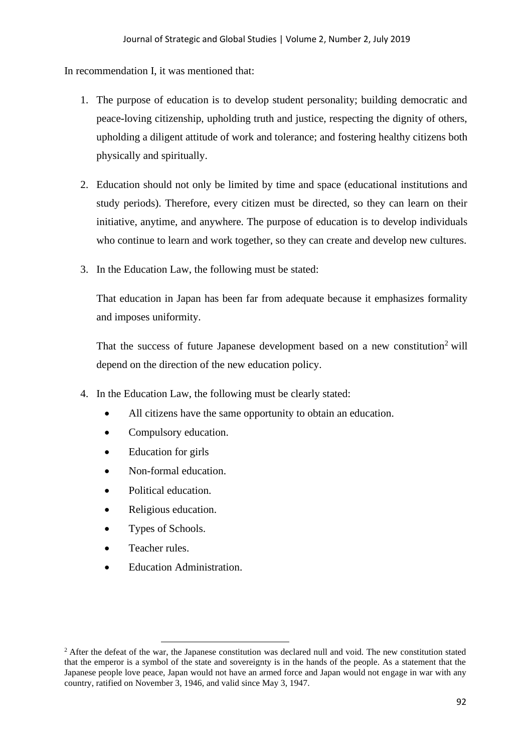In recommendation I, it was mentioned that:

1. The purpose of education is to develop student personality; building democratic and peace-loving citizenship, upholding truth and justice, respecting the dignity of others, upholding a diligent attitude of work and tolerance; and fostering healthy citizens both physically and spiritually.

2. Education should not only be limited by time and space (educational institutions and study periods). Therefore, every citizen must be directed, so they can learn on their initiative, anytime, and anywhere. The purpose of education is to develop individuals who continue to learn and work together, so they can create and develop new cultures.

3. In the Education Law, the following must be stated:

   That education in Japan has been far from adequate because it emphasizes formality and imposes uniformity.

   That the success of future Japanese development based on a new constitution[2] will depend on the direction of the new education policy.

4. In the Education Law, the following must be clearly stated:
   - All citizens have the same opportunity to obtain an education.
   - Compulsory education.
   - Education for girls
   - Non-formal education.
   - Political education.
   - Religious education.
   - Types of Schools.
   - Teacher rules.
   - Education Administration.

---

[2] After the defeat of the war, the Japanese constitution was declared null and void. The new constitution stated that the emperor is a symbol of the state and sovereignty is in the hands of the people. As a statement that the Japanese people love peace, Japan would not have an armed force and Japan would not engage in war with any country, ratified on November 3, 1946, and valid since May 3, 1947.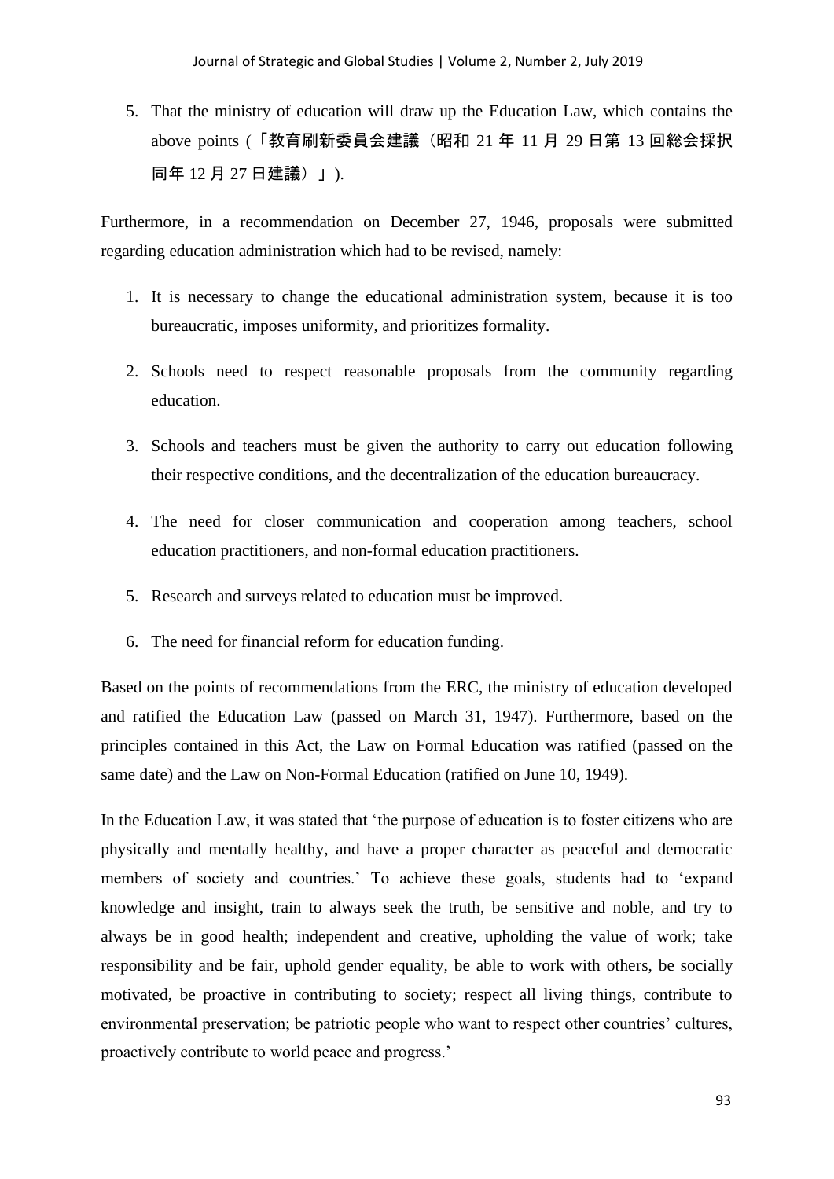5. That the ministry of education will draw up the Education Law, which contains the above points (「教育刷新委員会建議（昭和 21 年 11 月 29 日第 13 回総会採択同年 12 月 27 日建議）」).

Furthermore, in a recommendation on December 27, 1946, proposals were submitted regarding education administration which had to be revised, namely:

1. It is necessary to change the educational administration system, because it is too bureaucratic, imposes uniformity, and prioritizes formality.
2. Schools need to respect reasonable proposals from the community regarding education.
3. Schools and teachers must be given the authority to carry out education following their respective conditions, and the decentralization of the education bureaucracy.
4. The need for closer communication and cooperation among teachers, school education practitioners, and non-formal education practitioners.
5. Research and surveys related to education must be improved.
6. The need for financial reform for education funding.

Based on the points of recommendations from the ERC, the ministry of education developed and ratified the Education Law (passed on March 31, 1947). Furthermore, based on the principles contained in this Act, the Law on Formal Education was ratified (passed on the same date) and the Law on Non-Formal Education (ratified on June 10, 1949).

In the Education Law, it was stated that 'the purpose of education is to foster citizens who are physically and mentally healthy, and have a proper character as peaceful and democratic members of society and countries.' To achieve these goals, students had to 'expand knowledge and insight, train to always seek the truth, be sensitive and noble, and try to always be in good health; independent and creative, upholding the value of work; take responsibility and be fair, uphold gender equality, be able to work with others, be socially motivated, be proactive in contributing to society; respect all living things, contribute to environmental preservation; be patriotic people who want to respect other countries' cultures, proactively contribute to world peace and progress.'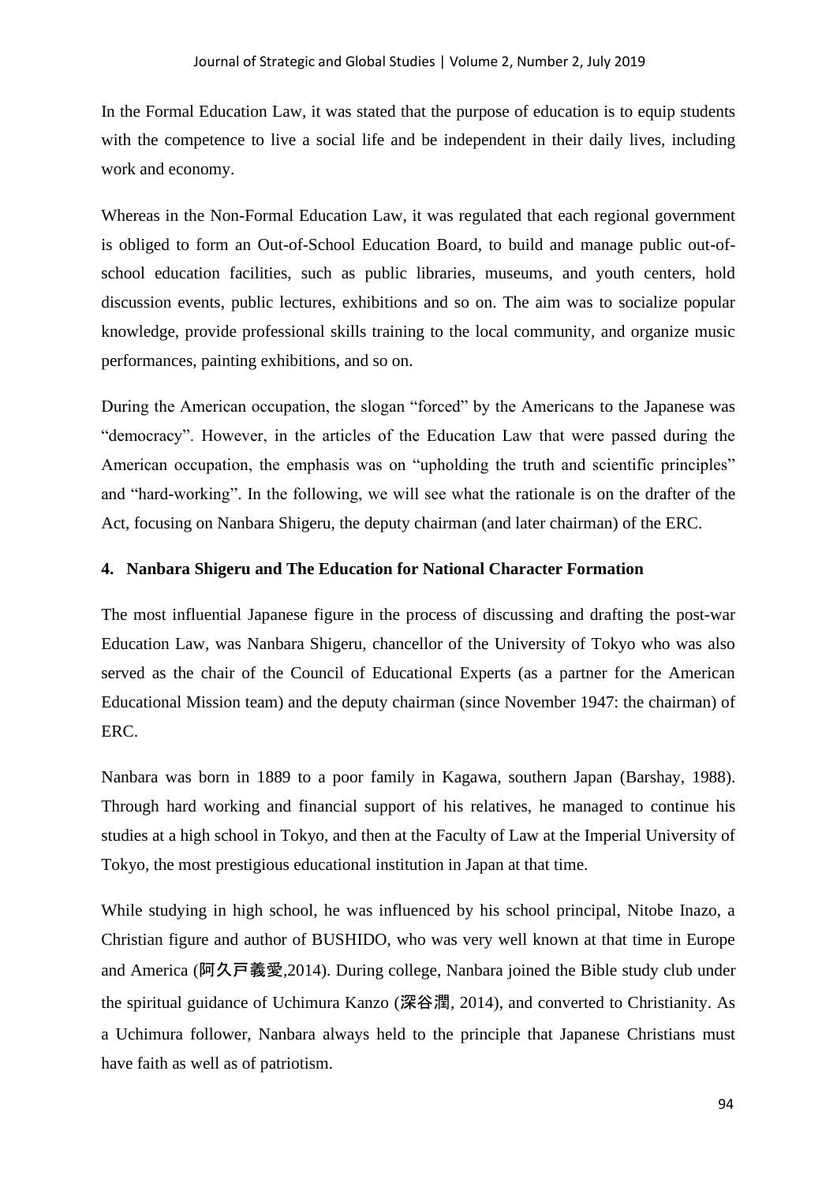In the Formal Education Law, it was stated that the purpose of education is to equip students with the competence to live a social life and be independent in their daily lives, including work and economy.

Whereas in the Non-Formal Education Law, it was regulated that each regional government is obliged to form an Out-of-School Education Board, to build and manage public out-of-school education facilities, such as public libraries, museums, and youth centers, hold discussion events, public lectures, exhibitions and so on. The aim was to socialize popular knowledge, provide professional skills training to the local community, and organize music performances, painting exhibitions, and so on.

During the American occupation, the slogan "forced" by the Americans to the Japanese was "democracy". However, in the articles of the Education Law that were passed during the American occupation, the emphasis was on "upholding the truth and scientific principles" and "hard-working". In the following, we will see what the rationale is on the drafter of the Act, focusing on Nanbara Shigeru, the deputy chairman (and later chairman) of the ERC.

## 4. Nanbara Shigeru and The Education for National Character Formation

The most influential Japanese figure in the process of discussing and drafting the post-war Education Law, was Nanbara Shigeru, chancellor of the University of Tokyo who was also served as the chair of the Council of Educational Experts (as a partner for the American Educational Mission team) and the deputy chairman (since November 1947: the chairman) of ERC.

Nanbara was born in 1889 to a poor family in Kagawa, southern Japan (Barshay, 1988). Through hard working and financial support of his relatives, he managed to continue his studies at a high school in Tokyo, and then at the Faculty of Law at the Imperial University of Tokyo, the most prestigious educational institution in Japan at that time.

While studying in high school, he was influenced by his school principal, Nitobe Inazo, a Christian figure and author of BUSHIDO, who was very well known at that time in Europe and America (阿久戸義愛,2014). During college, Nanbara joined the Bible study club under the spiritual guidance of Uchimura Kanzo (深谷潤, 2014), and converted to Christianity. As a Uchimura follower, Nanbara always held to the principle that Japanese Christians must have faith as well as of patriotism.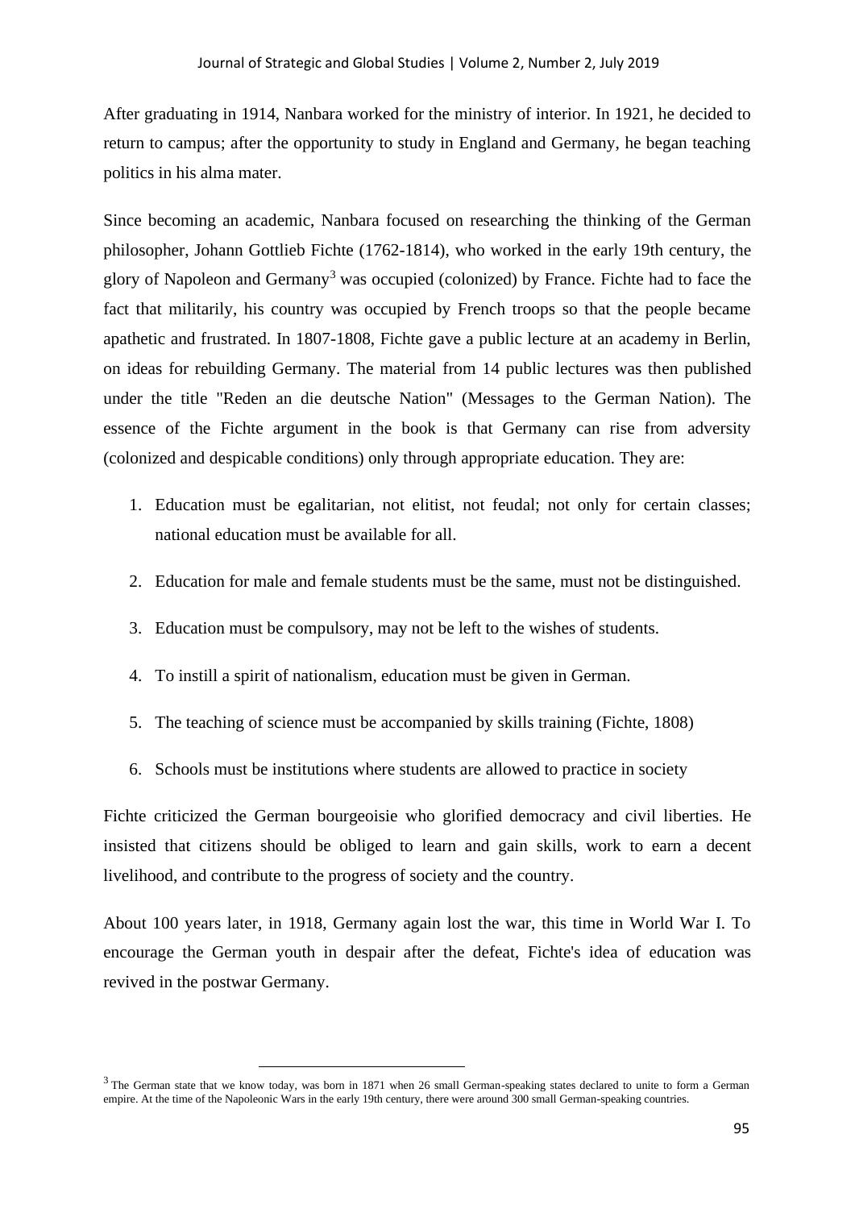After graduating in 1914, Nanbara worked for the ministry of interior. In 1921, he decided to return to campus; after the opportunity to study in England and Germany, he began teaching politics in his alma mater.

Since becoming an academic, Nanbara focused on researching the thinking of the German philosopher, Johann Gottlieb Fichte (1762-1814), who worked in the early 19th century, the glory of Napoleon and Germany[3] was occupied (colonized) by France. Fichte had to face the fact that militarily, his country was occupied by French troops so that the people became apathetic and frustrated. In 1807-1808, Fichte gave a public lecture at an academy in Berlin, on ideas for rebuilding Germany. The material from 14 public lectures was then published under the title "Reden an die deutsche Nation" (Messages to the German Nation). The essence of the Fichte argument in the book is that Germany can rise from adversity (colonized and despicable conditions) only through appropriate education. They are:

1. Education must be egalitarian, not elitist, not feudal; not only for certain classes; national education must be available for all.
2. Education for male and female students must be the same, must not be distinguished.
3. Education must be compulsory, may not be left to the wishes of students.
4. To instill a spirit of nationalism, education must be given in German.
5. The teaching of science must be accompanied by skills training (Fichte, 1808)
6. Schools must be institutions where students are allowed to practice in society

Fichte criticized the German bourgeoisie who glorified democracy and civil liberties. He insisted that citizens should be obliged to learn and gain skills, work to earn a decent livelihood, and contribute to the progress of society and the country.

About 100 years later, in 1918, Germany again lost the war, this time in World War I. To encourage the German youth in despair after the defeat, Fichte's idea of education was revived in the postwar Germany.

[3] The German state that we know today, was born in 1871 when 26 small German-speaking states declared to unite to form a German empire. At the time of the Napoleonic Wars in the early 19th century, there were around 300 small German-speaking countries.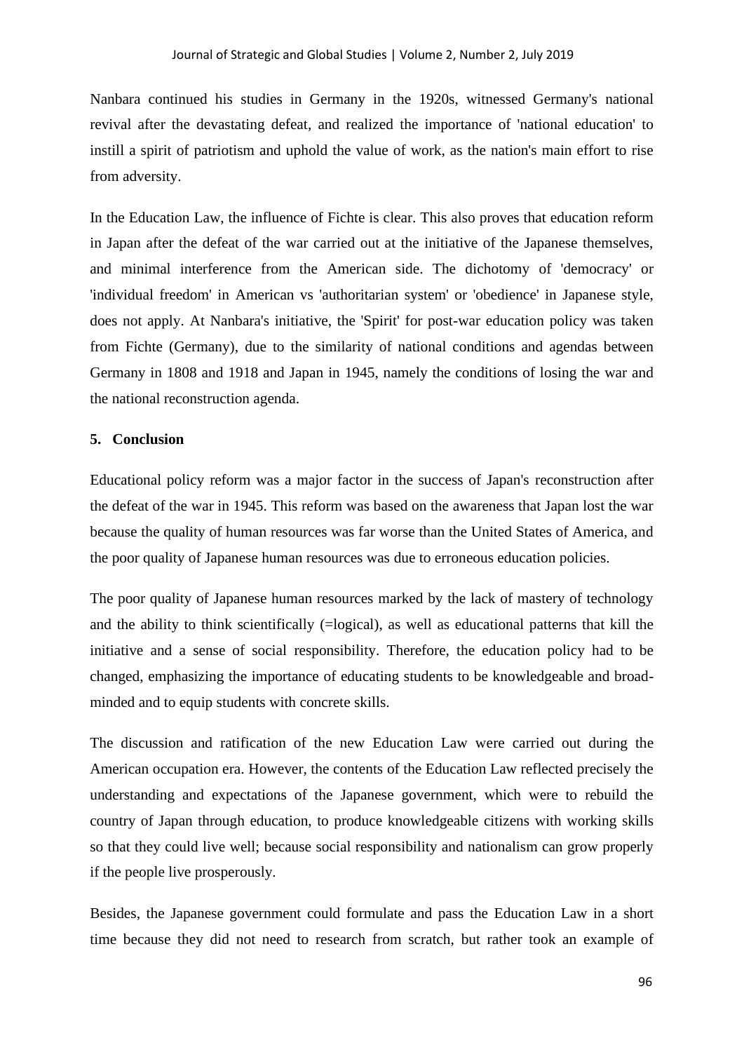Nanbara continued his studies in Germany in the 1920s, witnessed Germany's national revival after the devastating defeat, and realized the importance of 'national education' to instill a spirit of patriotism and uphold the value of work, as the nation's main effort to rise from adversity.

In the Education Law, the influence of Fichte is clear. This also proves that education reform in Japan after the defeat of the war carried out at the initiative of the Japanese themselves, and minimal interference from the American side. The dichotomy of 'democracy' or 'individual freedom' in American vs 'authoritarian system' or 'obedience' in Japanese style, does not apply. At Nanbara's initiative, the 'Spirit' for post-war education policy was taken from Fichte (Germany), due to the similarity of national conditions and agendas between Germany in 1808 and 1918 and Japan in 1945, namely the conditions of losing the war and the national reconstruction agenda.

## 5. Conclusion

Educational policy reform was a major factor in the success of Japan's reconstruction after the defeat of the war in 1945. This reform was based on the awareness that Japan lost the war because the quality of human resources was far worse than the United States of America, and the poor quality of Japanese human resources was due to erroneous education policies.

The poor quality of Japanese human resources marked by the lack of mastery of technology and the ability to think scientifically (=logical), as well as educational patterns that kill the initiative and a sense of social responsibility. Therefore, the education policy had to be changed, emphasizing the importance of educating students to be knowledgeable and broad-minded and to equip students with concrete skills.

The discussion and ratification of the new Education Law were carried out during the American occupation era. However, the contents of the Education Law reflected precisely the understanding and expectations of the Japanese government, which were to rebuild the country of Japan through education, to produce knowledgeable citizens with working skills so that they could live well; because social responsibility and nationalism can grow properly if the people live prosperously.

Besides, the Japanese government could formulate and pass the Education Law in a short time because they did not need to research from scratch, but rather took an example of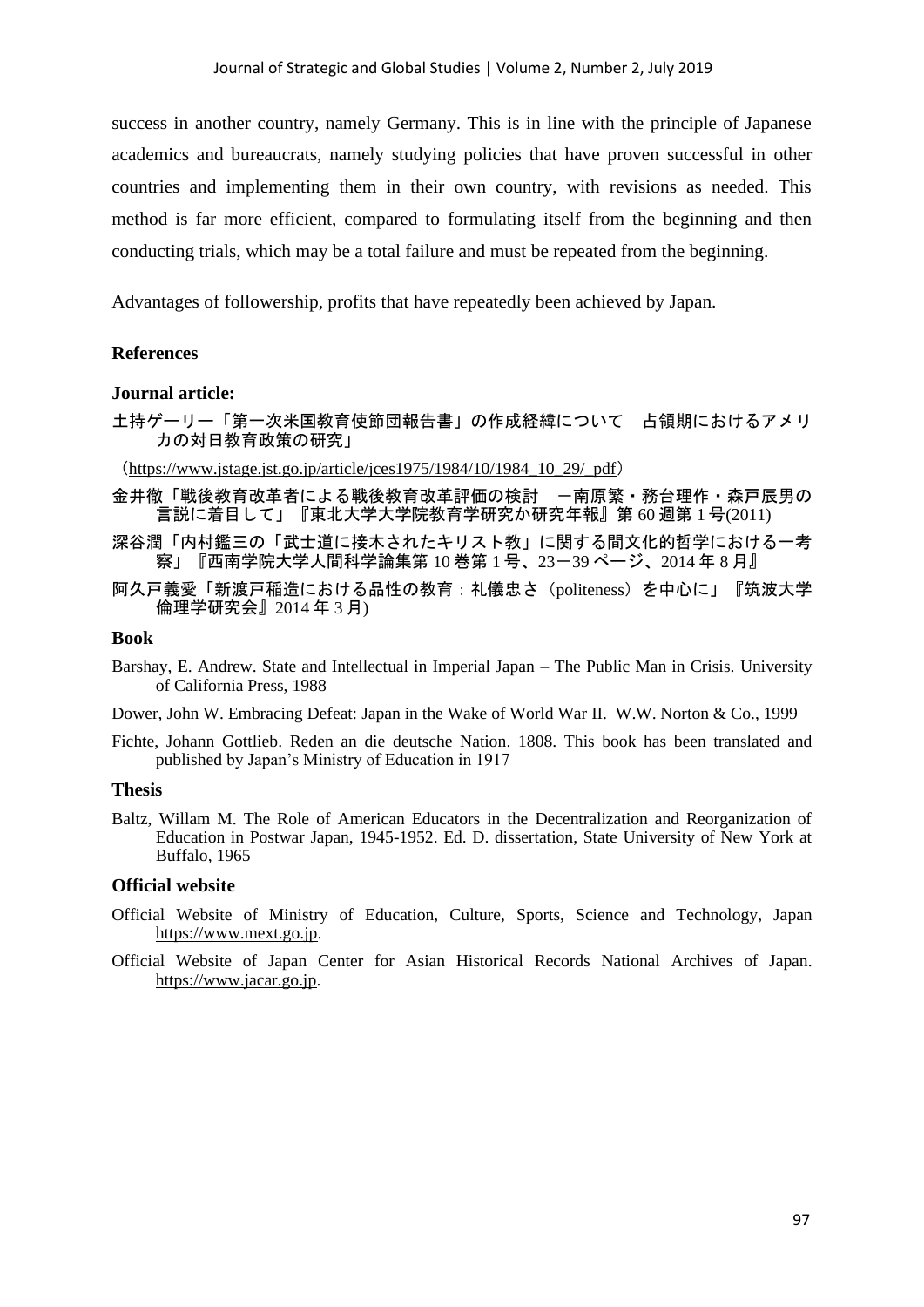success in another country, namely Germany. This is in line with the principle of Japanese academics and bureaucrats, namely studying policies that have proven successful in other countries and implementing them in their own country, with revisions as needed. This method is far more efficient, compared to formulating itself from the beginning and then conducting trials, which may be a total failure and must be repeated from the beginning.

Advantages of followership, profits that have repeatedly been achieved by Japan.

## References

### Journal article:

土持ゲーリー「第一次米国教育使節団報告書」の作成経緯について　占領期におけるアメリカの対日教育政策の研究」

（https://www.jstage.jst.go.jp/article/jces1975/1984/10/1984_10_29/_pdf）

金井徹「戦後教育改革者による戦後教育改革評価の検討　－南原繁・務台理作・森戸辰男の言説に着目して」『東北大学大学院教育学研究か研究年報』第 60 週第 1 号(2011)

深谷潤「内村鑑三の「武士道に接木されたキリスト教」に関する間文化的哲学における一考察」『西南学院大学人間科学論集第 10 巻第 1 号、23－39 ページ、2014 年 8 月』

阿久戸義愛「新渡戸稲造における品性の教育：礼儀忠さ（politeness）を中心に」『筑波大学倫理学研究会』2014 年 3 月)

### Book

Barshay, E. Andrew. State and Intellectual in Imperial Japan – The Public Man in Crisis. University of California Press, 1988

Dower, John W. Embracing Defeat: Japan in the Wake of World War II. W.W. Norton & Co., 1999

Fichte, Johann Gottlieb. Reden an die deutsche Nation. 1808. This book has been translated and published by Japan's Ministry of Education in 1917

### Thesis

Baltz, Willam M. The Role of American Educators in the Decentralization and Reorganization of Education in Postwar Japan, 1945-1952. Ed. D. dissertation, State University of New York at Buffalo, 1965

### Official website

Official Website of Ministry of Education, Culture, Sports, Science and Technology, Japan https://www.mext.go.jp.

Official Website of Japan Center for Asian Historical Records National Archives of Japan. https://www.jacar.go.jp.